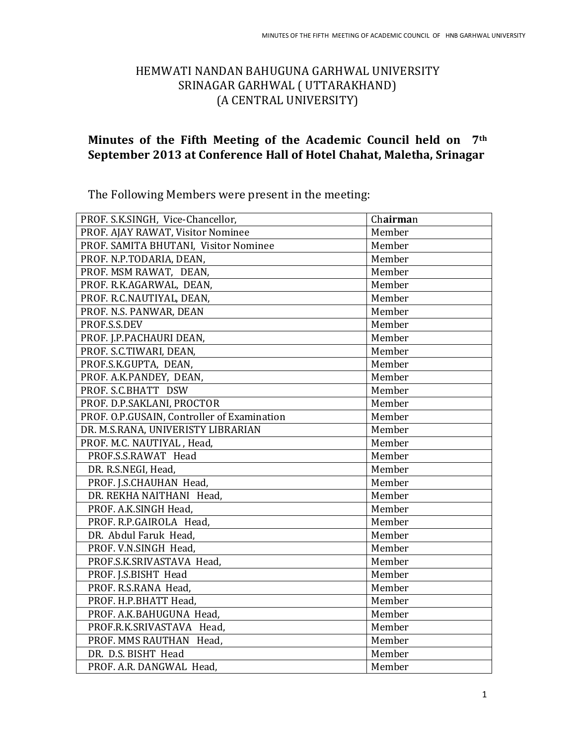HEMWATI NANDAN BAHUGUNA GARHWAL UNIVERSITY
SRINAGAR GARHWAL ( UTTARAKHAND)
(A CENTRAL UNIVERSITY)

## Minutes of the Fifth Meeting of the Academic Council held on 7th September 2013 at Conference Hall of Hotel Chahat, Maletha, Srinagar

The Following Members were present in the meeting:

| | |
|---|---|
| PROF. S.K.SINGH, Vice-Chancellor, | Chairman |
| PROF. AJAY RAWAT, Visitor Nominee | Member |
| PROF. SAMITA BHUTANI, Visitor Nominee | Member |
| PROF. N.P.TODARIA, DEAN, | Member |
| PROF. MSM RAWAT, DEAN, | Member |
| PROF. R.K.AGARWAL, DEAN, | Member |
| PROF. R.C.NAUTIYAL, DEAN, | Member |
| PROF. N.S. PANWAR, DEAN | Member |
| PROF.S.S.DEV | Member |
| PROF. J.P.PACHAURI DEAN, | Member |
| PROF. S.C.TIWARI, DEAN, | Member |
| PROF.S.K.GUPTA, DEAN, | Member |
| PROF. A.K.PANDEY, DEAN, | Member |
| PROF. S.C.BHATT DSW | Member |
| PROF. D.P.SAKLANI, PROCTOR | Member |
| PROF. O.P.GUSAIN, Controller of Examination | Member |
| DR. M.S.RANA, UNIVERISTY LIBRARIAN | Member |
| PROF. M.C. NAUTIYAL , Head, | Member |
| PROF.S.S.RAWAT Head | Member |
| DR. R.S.NEGI, Head, | Member |
| PROF. J.S.CHAUHAN Head, | Member |
| DR. REKHA NAITHANI Head, | Member |
| PROF. A.K.SINGH Head, | Member |
| PROF. R.P.GAIROLA Head, | Member |
| DR. Abdul Faruk Head, | Member |
| PROF. V.N.SINGH Head, | Member |
| PROF.S.K.SRIVASTAVA Head, | Member |
| PROF. J.S.BISHT Head | Member |
| PROF. R.S.RANA Head, | Member |
| PROF. H.P.BHATT Head, | Member |
| PROF. A.K.BAHUGUNA Head, | Member |
| PROF.R.K.SRIVASTAVA Head, | Member |
| PROF. MMS RAUTHAN Head, | Member |
| DR. D.S. BISHT Head | Member |
| PROF. A.R. DANGWAL Head, | Member |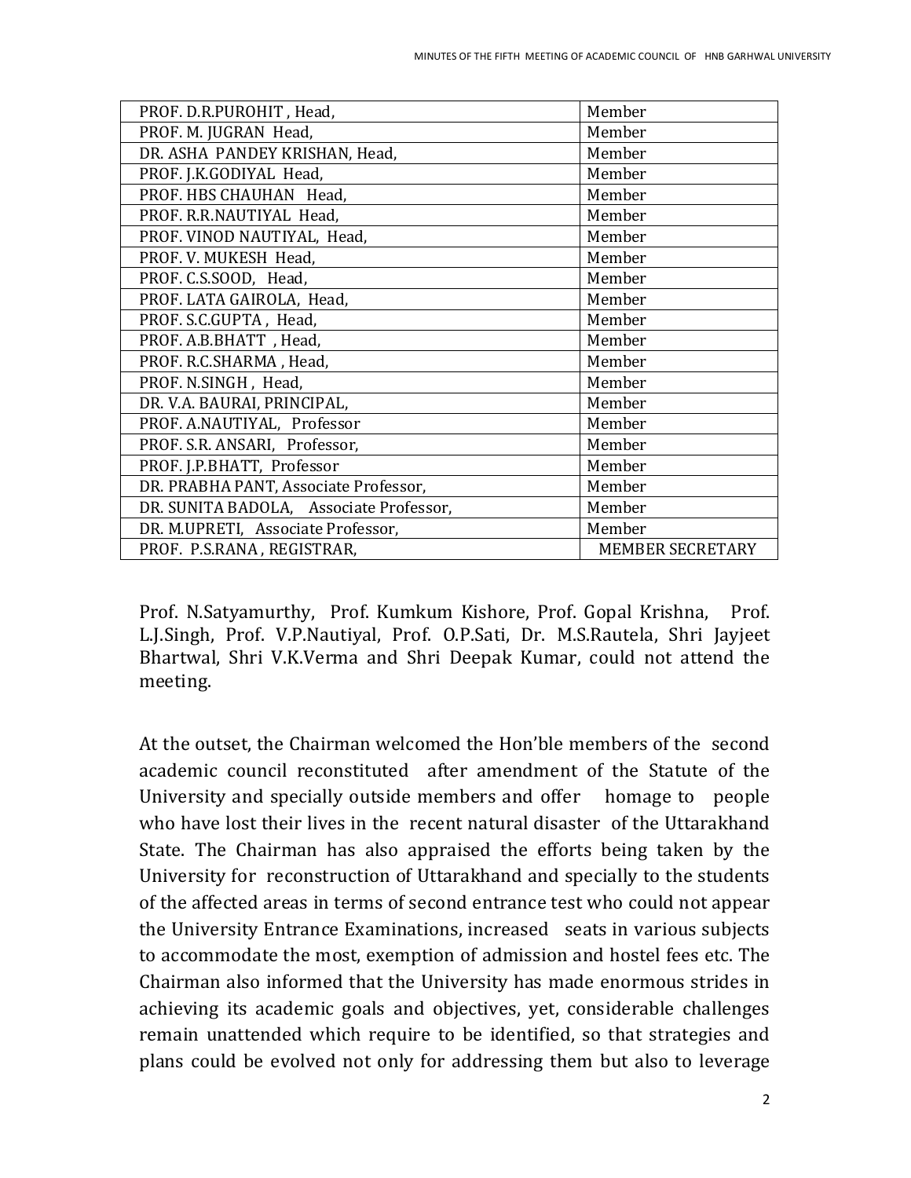| PROF. D.R.PUROHIT , Head, | Member |
|---|---|
| PROF. M. JUGRAN Head, | Member |
| DR. ASHA PANDEY KRISHAN, Head, | Member |
| PROF. J.K.GODIYAL Head, | Member |
| PROF. HBS CHAUHAN Head, | Member |
| PROF. R.R.NAUTIYAL Head, | Member |
| PROF. VINOD NAUTIYAL, Head, | Member |
| PROF. V. MUKESH Head, | Member |
| PROF. C.S.SOOD, Head, | Member |
| PROF. LATA GAIROLA, Head, | Member |
| PROF. S.C.GUPTA , Head, | Member |
| PROF. A.B.BHATT , Head, | Member |
| PROF. R.C.SHARMA , Head, | Member |
| PROF. N.SINGH , Head, | Member |
| DR. V.A. BAURAI, PRINCIPAL, | Member |
| PROF. A.NAUTIYAL, Professor | Member |
| PROF. S.R. ANSARI, Professor, | Member |
| PROF. J.P.BHATT, Professor | Member |
| DR. PRABHA PANT, Associate Professor, | Member |
| DR. SUNITA BADOLA, Associate Professor, | Member |
| DR. M.UPRETI, Associate Professor, | Member |
| PROF. P.S.RANA , REGISTRAR, | MEMBER SECRETARY |

Prof. N.Satyamurthy, Prof. Kumkum Kishore, Prof. Gopal Krishna, Prof. L.J.Singh, Prof. V.P.Nautiyal, Prof. O.P.Sati, Dr. M.S.Rautela, Shri Jayjeet Bhartwal, Shri V.K.Verma and Shri Deepak Kumar, could not attend the meeting.

At the outset, the Chairman welcomed the Hon'ble members of the second academic council reconstituted after amendment of the Statute of the University and specially outside members and offer homage to people who have lost their lives in the recent natural disaster of the Uttarakhand State. The Chairman has also appraised the efforts being taken by the University for reconstruction of Uttarakhand and specially to the students of the affected areas in terms of second entrance test who could not appear the University Entrance Examinations, increased seats in various subjects to accommodate the most, exemption of admission and hostel fees etc. The Chairman also informed that the University has made enormous strides in achieving its academic goals and objectives, yet, considerable challenges remain unattended which require to be identified, so that strategies and plans could be evolved not only for addressing them but also to leverage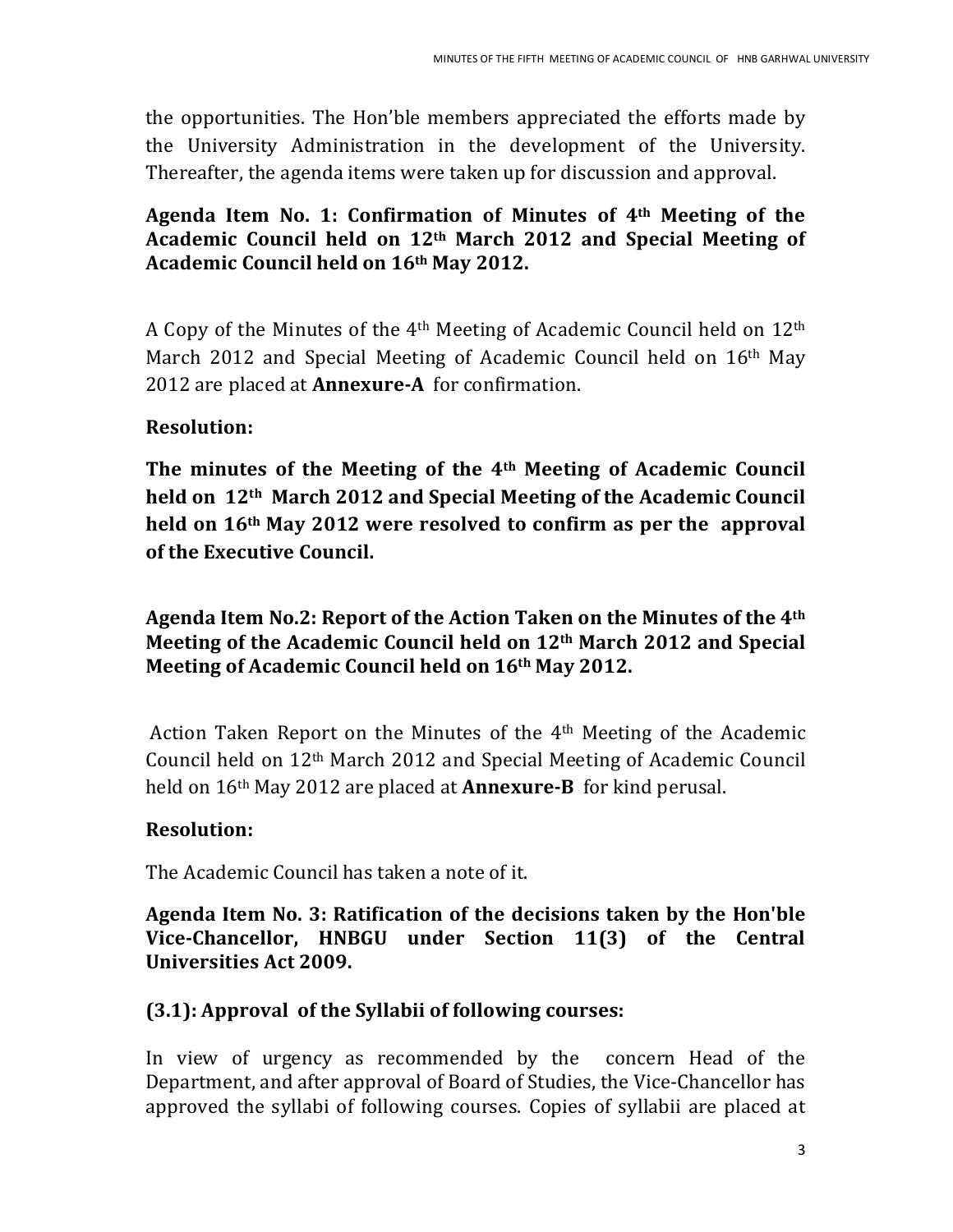the opportunities. The Hon'ble members appreciated the efforts made by the University Administration in the development of the University. Thereafter, the agenda items were taken up for discussion and approval.

**Agenda Item No. 1: Confirmation of Minutes of 4th Meeting of the Academic Council held on 12th March 2012 and Special Meeting of Academic Council held on 16th May 2012.**

A Copy of the Minutes of the 4th Meeting of Academic Council held on 12th March 2012 and Special Meeting of Academic Council held on 16th May 2012 are placed at **Annexure-A** for confirmation.

**Resolution:**

**The minutes of the Meeting of the 4th Meeting of Academic Council held on 12th March 2012 and Special Meeting of the Academic Council held on 16th May 2012 were resolved to confirm as per the approval of the Executive Council.**

**Agenda Item No.2: Report of the Action Taken on the Minutes of the 4th Meeting of the Academic Council held on 12th March 2012 and Special Meeting of Academic Council held on 16th May 2012.**

Action Taken Report on the Minutes of the 4th Meeting of the Academic Council held on 12th March 2012 and Special Meeting of Academic Council held on 16th May 2012 are placed at **Annexure-B** for kind perusal.

**Resolution:**

The Academic Council has taken a note of it.

**Agenda Item No. 3: Ratification of the decisions taken by the Hon'ble Vice-Chancellor, HNBGU under Section 11(3) of the Central Universities Act 2009.**

**(3.1): Approval of the Syllabii of following courses:**

In view of urgency as recommended by the concern Head of the Department, and after approval of Board of Studies, the Vice-Chancellor has approved the syllabi of following courses. Copies of syllabii are placed at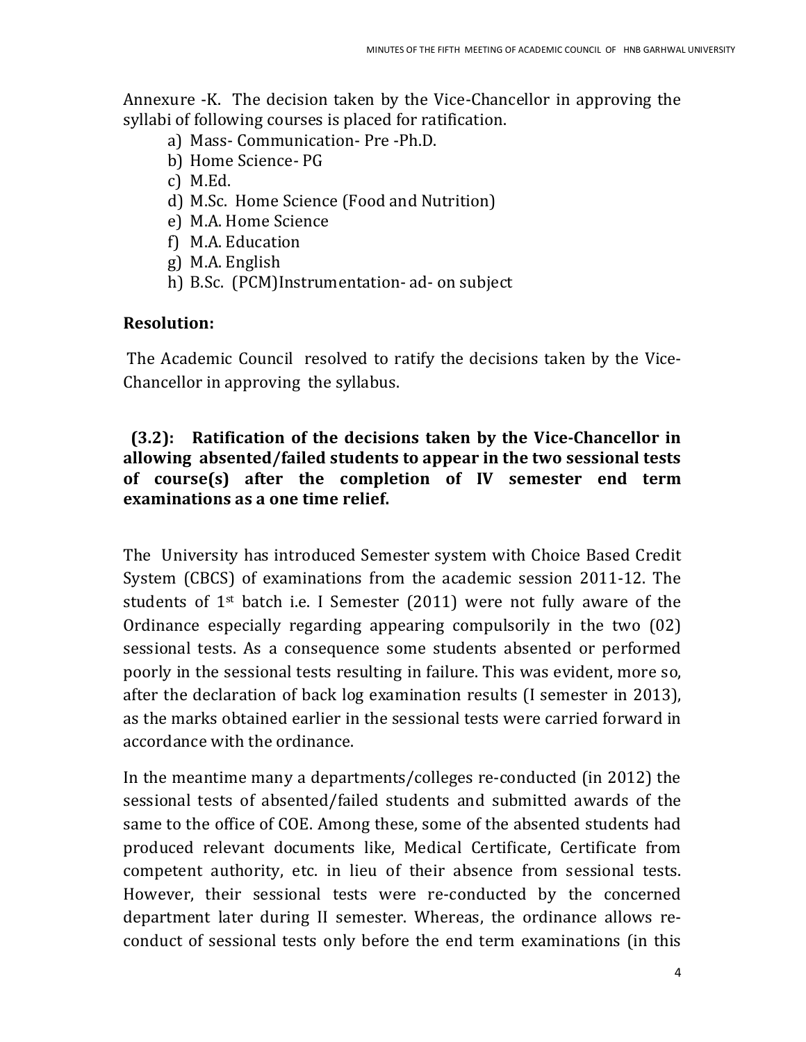Annexure -K. The decision taken by the Vice-Chancellor in approving the syllabi of following courses is placed for ratification.

a) Mass- Communication- Pre -Ph.D.
b) Home Science- PG
c) M.Ed.
d) M.Sc. Home Science (Food and Nutrition)
e) M.A. Home Science
f) M.A. Education
g) M.A. English
h) B.Sc. (PCM)Instrumentation- ad- on subject

**Resolution:**

The Academic Council resolved to ratify the decisions taken by the Vice-Chancellor in approving the syllabus.

**(3.2): Ratification of the decisions taken by the Vice-Chancellor in allowing absented/failed students to appear in the two sessional tests of course(s) after the completion of IV semester end term examinations as a one time relief.**

The University has introduced Semester system with Choice Based Credit System (CBCS) of examinations from the academic session 2011-12. The students of 1st batch i.e. I Semester (2011) were not fully aware of the Ordinance especially regarding appearing compulsorily in the two (02) sessional tests. As a consequence some students absented or performed poorly in the sessional tests resulting in failure. This was evident, more so, after the declaration of back log examination results (I semester in 2013), as the marks obtained earlier in the sessional tests were carried forward in accordance with the ordinance.

In the meantime many a departments/colleges re-conducted (in 2012) the sessional tests of absented/failed students and submitted awards of the same to the office of COE. Among these, some of the absented students had produced relevant documents like, Medical Certificate, Certificate from competent authority, etc. in lieu of their absence from sessional tests. However, their sessional tests were re-conducted by the concerned department later during II semester. Whereas, the ordinance allows re-conduct of sessional tests only before the end term examinations (in this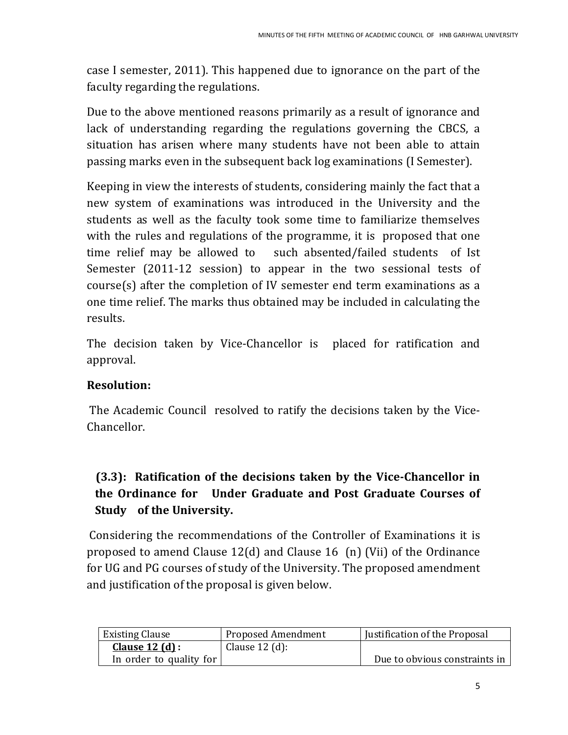case I semester, 2011). This happened due to ignorance on the part of the faculty regarding the regulations.

Due to the above mentioned reasons primarily as a result of ignorance and lack of understanding regarding the regulations governing the CBCS, a situation has arisen where many students have not been able to attain passing marks even in the subsequent back log examinations (I Semester).

Keeping in view the interests of students, considering mainly the fact that a new system of examinations was introduced in the University and the students as well as the faculty took some time to familiarize themselves with the rules and regulations of the programme, it is proposed that one time relief may be allowed to such absented/failed students of Ist Semester (2011-12 session) to appear in the two sessional tests of course(s) after the completion of IV semester end term examinations as a one time relief. The marks thus obtained may be included in calculating the results.

The decision taken by Vice-Chancellor is placed for ratification and approval.

**Resolution:**

The Academic Council resolved to ratify the decisions taken by the Vice-Chancellor.

### (3.3): Ratification of the decisions taken by the Vice-Chancellor in the Ordinance for Under Graduate and Post Graduate Courses of Study of the University.

Considering the recommendations of the Controller of Examinations it is proposed to amend Clause 12(d) and Clause 16 (n) (Vii) of the Ordinance for UG and PG courses of study of the University. The proposed amendment and justification of the proposal is given below.

| Existing Clause | Proposed Amendment | Justification of the Proposal |
|---|---|---|
| **Clause 12 (d) :** In order to quality for | Clause 12 (d): | Due to obvious constraints in |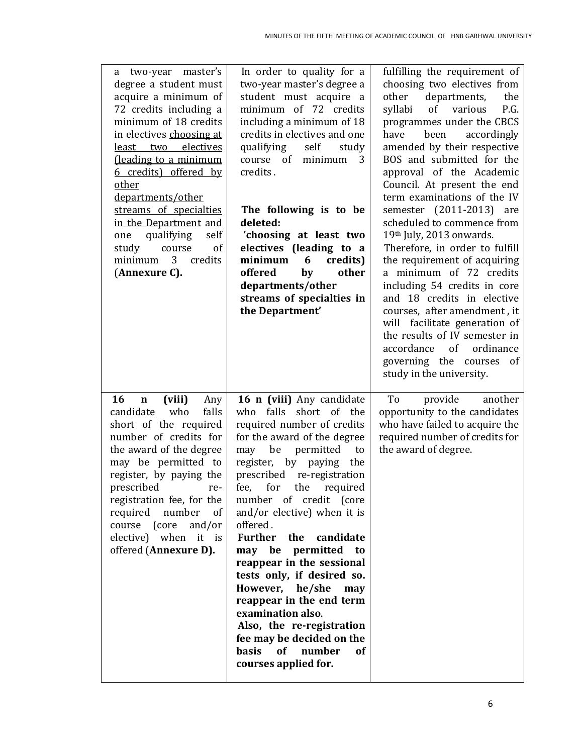| | | |
|---|---|---|
| a two-year master's degree a student must acquire a minimum of 72 credits including a minimum of 18 credits in electives <u>choosing at least two electives (leading to a minimum 6 credits) offered by other departments/other streams of specialties in the Department</u> and one qualifying self study course of minimum 3 credits (**Annexure C).** | In order to quality for a two-year master's degree a student must acquire a minimum of 72 credits including a minimum of 18 credits in electives and one qualifying self study course of minimum 3 credits .<br><br>**The following is to be deleted:**<br>**'choosing at least two electives (leading to a minimum 6 credits) offered by other departments/other streams of specialties in the Department'** | fulfilling the requirement of choosing two electives from other departments, the syllabi of various P.G. programmes under the CBCS have been accordingly amended by their respective BOS and submitted for the approval of the Academic Council. At present the end term examinations of the IV semester (2011-2013) are scheduled to commence from 19th July, 2013 onwards.<br>Therefore, in order to fulfill the requirement of acquiring a minimum of 72 credits including 54 credits in core and 18 credits in elective courses, after amendment , it will facilitate generation of the results of IV semester in accordance of ordinance governing the courses of study in the university. |
| **16 n (viii)** Any candidate who falls short of the required number of credits for the award of the degree may be permitted to register, by paying the prescribed re-registration fee, for the required number of course (core and/or elective) when it is offered (**Annexure D).** | **16 n (viii)** Any candidate who falls short of the required number of credits for the award of the degree may be permitted to register, by paying the prescribed re-registration fee, for the required number of credit (core and/or elective) when it is offered .<br>**Further the candidate may be permitted to reappear in the sessional tests only, if desired so. However, he/she may reappear in the end term examination also**.<br>**Also, the re-registration fee may be decided on the basis of number of courses applied for.** | To provide another opportunity to the candidates who have failed to acquire the required number of credits for the award of degree. |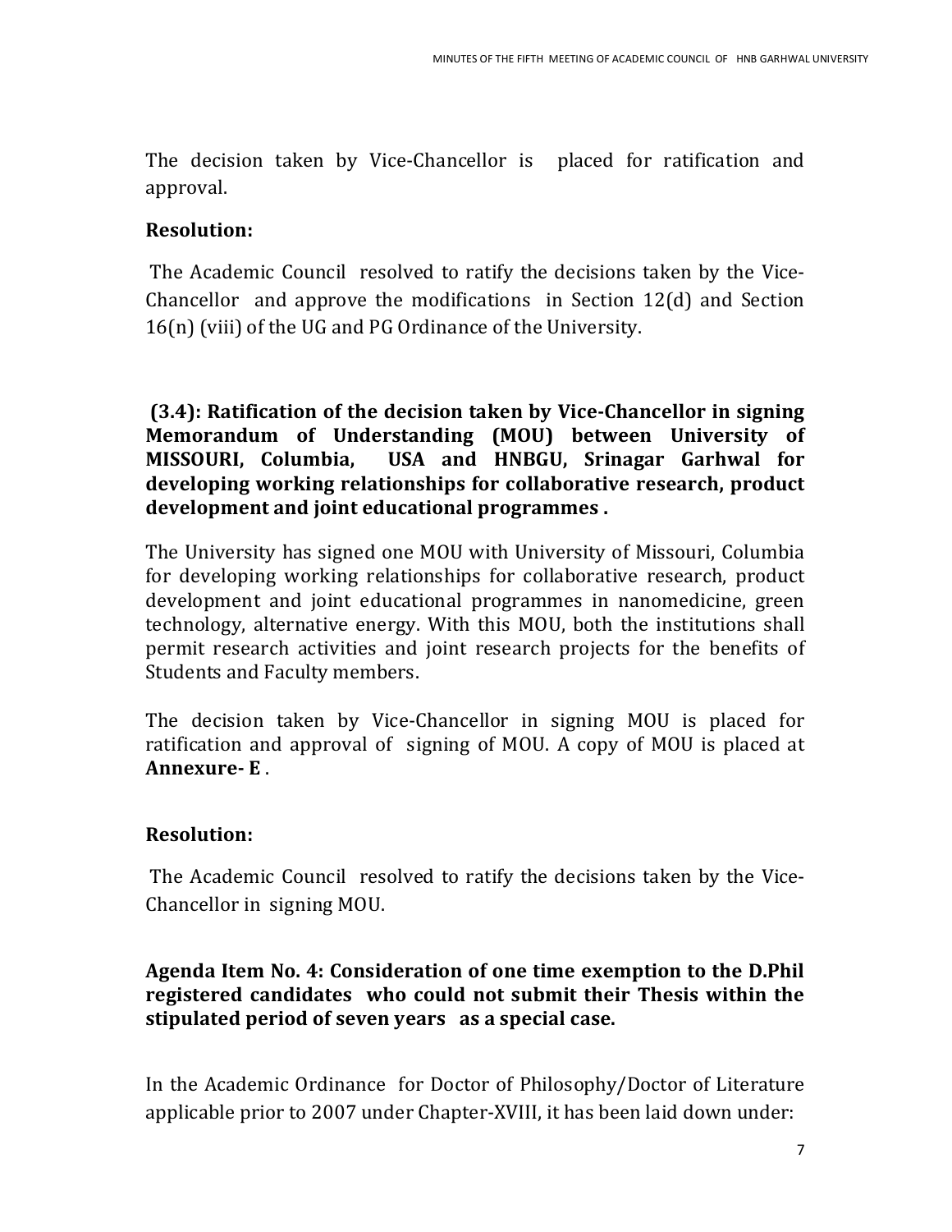The decision taken by Vice-Chancellor is placed for ratification and approval.

**Resolution:**

The Academic Council resolved to ratify the decisions taken by the Vice-Chancellor and approve the modifications in Section 12(d) and Section 16(n) (viii) of the UG and PG Ordinance of the University.

**(3.4): Ratification of the decision taken by Vice-Chancellor in signing Memorandum of Understanding (MOU) between University of MISSOURI, Columbia, USA and HNBGU, Srinagar Garhwal for developing working relationships for collaborative research, product development and joint educational programmes .**

The University has signed one MOU with University of Missouri, Columbia for developing working relationships for collaborative research, product development and joint educational programmes in nanomedicine, green technology, alternative energy. With this MOU, both the institutions shall permit research activities and joint research projects for the benefits of Students and Faculty members.

The decision taken by Vice-Chancellor in signing MOU is placed for ratification and approval of signing of MOU. A copy of MOU is placed at **Annexure- E** .

**Resolution:**

The Academic Council resolved to ratify the decisions taken by the Vice-Chancellor in signing MOU.

**Agenda Item No. 4: Consideration of one time exemption to the D.Phil registered candidates who could not submit their Thesis within the stipulated period of seven years as a special case.**

In the Academic Ordinance for Doctor of Philosophy/Doctor of Literature applicable prior to 2007 under Chapter-XVIII, it has been laid down under: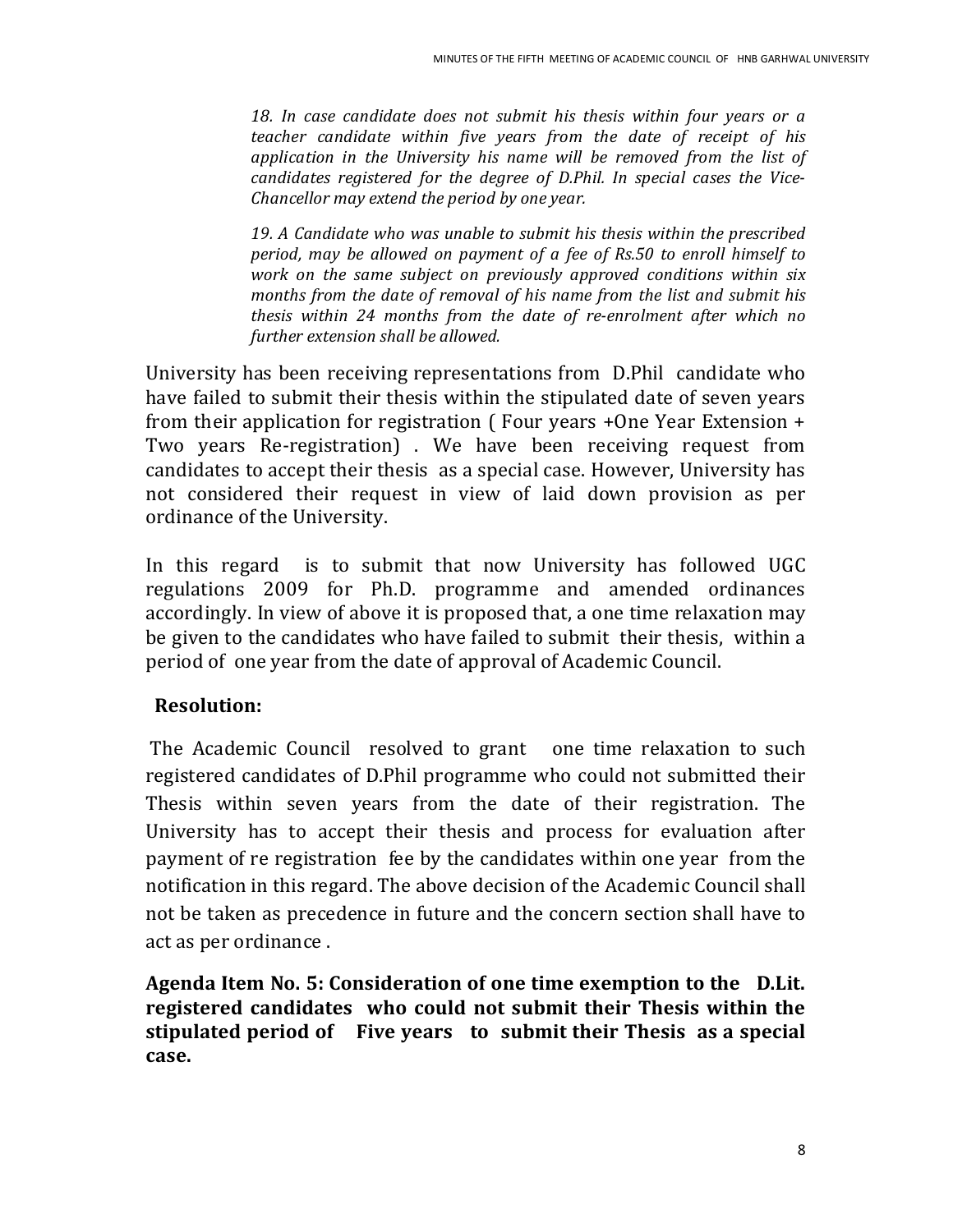*18. In case candidate does not submit his thesis within four years or a teacher candidate within five years from the date of receipt of his application in the University his name will be removed from the list of candidates registered for the degree of D.Phil. In special cases the Vice-Chancellor may extend the period by one year.*

*19. A Candidate who was unable to submit his thesis within the prescribed period, may be allowed on payment of a fee of Rs.50 to enroll himself to work on the same subject on previously approved conditions within six months from the date of removal of his name from the list and submit his thesis within 24 months from the date of re-enrolment after which no further extension shall be allowed.*

University has been receiving representations from D.Phil candidate who have failed to submit their thesis within the stipulated date of seven years from their application for registration ( Four years +One Year Extension + Two years Re-registration) . We have been receiving request from candidates to accept their thesis as a special case. However, University has not considered their request in view of laid down provision as per ordinance of the University.

In this regard is to submit that now University has followed UGC regulations 2009 for Ph.D. programme and amended ordinances accordingly. In view of above it is proposed that, a one time relaxation may be given to the candidates who have failed to submit their thesis, within a period of one year from the date of approval of Academic Council.

**Resolution:**

The Academic Council resolved to grant one time relaxation to such registered candidates of D.Phil programme who could not submitted their Thesis within seven years from the date of their registration. The University has to accept their thesis and process for evaluation after payment of re registration fee by the candidates within one year from the notification in this regard. The above decision of the Academic Council shall not be taken as precedence in future and the concern section shall have to act as per ordinance .

**Agenda Item No. 5: Consideration of one time exemption to the D.Lit. registered candidates who could not submit their Thesis within the stipulated period of Five years to submit their Thesis as a special case.**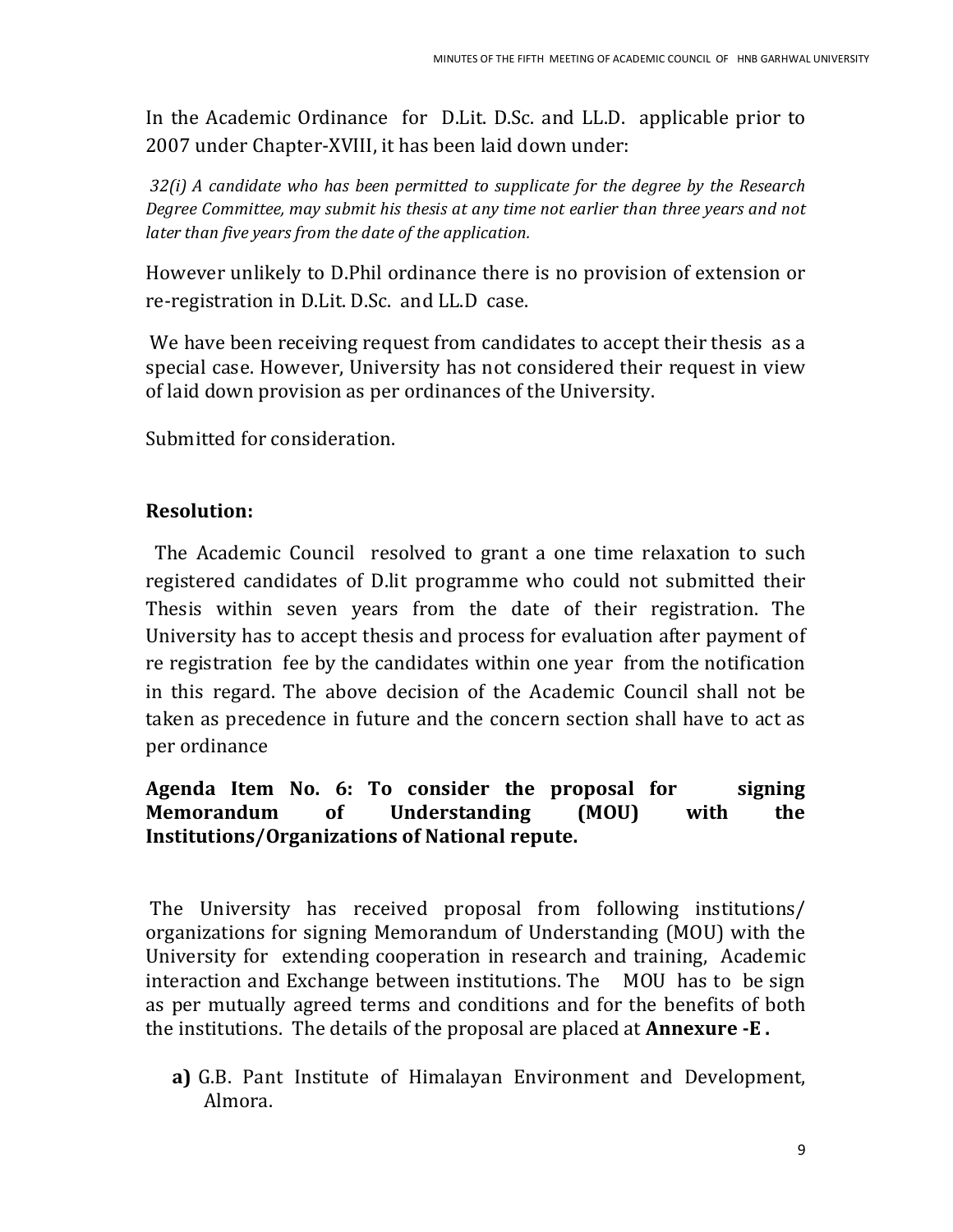In the Academic Ordinance for D.Lit. D.Sc. and LL.D. applicable prior to 2007 under Chapter-XVIII, it has been laid down under:

*32(i) A candidate who has been permitted to supplicate for the degree by the Research Degree Committee, may submit his thesis at any time not earlier than three years and not later than five years from the date of the application.*

However unlikely to D.Phil ordinance there is no provision of extension or re-registration in D.Lit. D.Sc. and LL.D case.

We have been receiving request from candidates to accept their thesis as a special case. However, University has not considered their request in view of laid down provision as per ordinances of the University.

Submitted for consideration.

**Resolution:**

The Academic Council resolved to grant a one time relaxation to such registered candidates of D.lit programme who could not submitted their Thesis within seven years from the date of their registration. The University has to accept thesis and process for evaluation after payment of re registration fee by the candidates within one year from the notification in this regard. The above decision of the Academic Council shall not be taken as precedence in future and the concern section shall have to act as per ordinance

**Agenda Item No. 6: To consider the proposal for signing Memorandum of Understanding (MOU) with the Institutions/Organizations of National repute.**

The University has received proposal from following institutions/ organizations for signing Memorandum of Understanding (MOU) with the University for extending cooperation in research and training, Academic interaction and Exchange between institutions. The MOU has to be sign as per mutually agreed terms and conditions and for the benefits of both the institutions. The details of the proposal are placed at **Annexure -E .**

**a)** G.B. Pant Institute of Himalayan Environment and Development, Almora.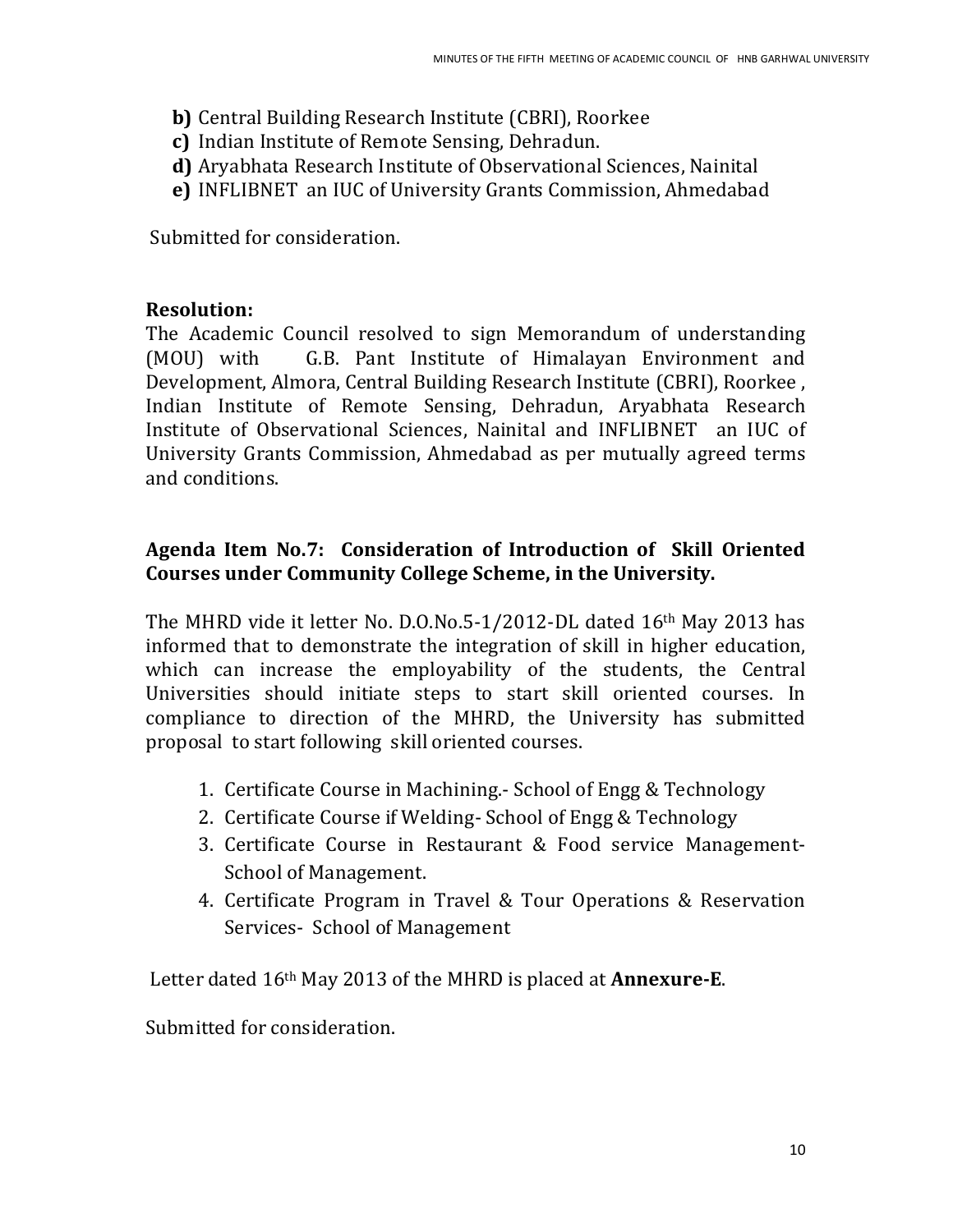**b)** Central Building Research Institute (CBRI), Roorkee
**c)** Indian Institute of Remote Sensing, Dehradun.
**d)** Aryabhata Research Institute of Observational Sciences, Nainital
**e)** INFLIBNET an IUC of University Grants Commission, Ahmedabad

Submitted for consideration.

**Resolution:**
The Academic Council resolved to sign Memorandum of understanding (MOU) with G.B. Pant Institute of Himalayan Environment and Development, Almora, Central Building Research Institute (CBRI), Roorkee , Indian Institute of Remote Sensing, Dehradun, Aryabhata Research Institute of Observational Sciences, Nainital and INFLIBNET an IUC of University Grants Commission, Ahmedabad as per mutually agreed terms and conditions.

**Agenda Item No.7: Consideration of Introduction of Skill Oriented Courses under Community College Scheme, in the University.**

The MHRD vide it letter No. D.O.No.5-1/2012-DL dated 16th May 2013 has informed that to demonstrate the integration of skill in higher education, which can increase the employability of the students, the Central Universities should initiate steps to start skill oriented courses. In compliance to direction of the MHRD, the University has submitted proposal to start following skill oriented courses.

1. Certificate Course in Machining.- School of Engg & Technology
2. Certificate Course if Welding- School of Engg & Technology
3. Certificate Course in Restaurant & Food service Management- School of Management.
4. Certificate Program in Travel & Tour Operations & Reservation Services- School of Management

Letter dated 16th May 2013 of the MHRD is placed at **Annexure-E**.

Submitted for consideration.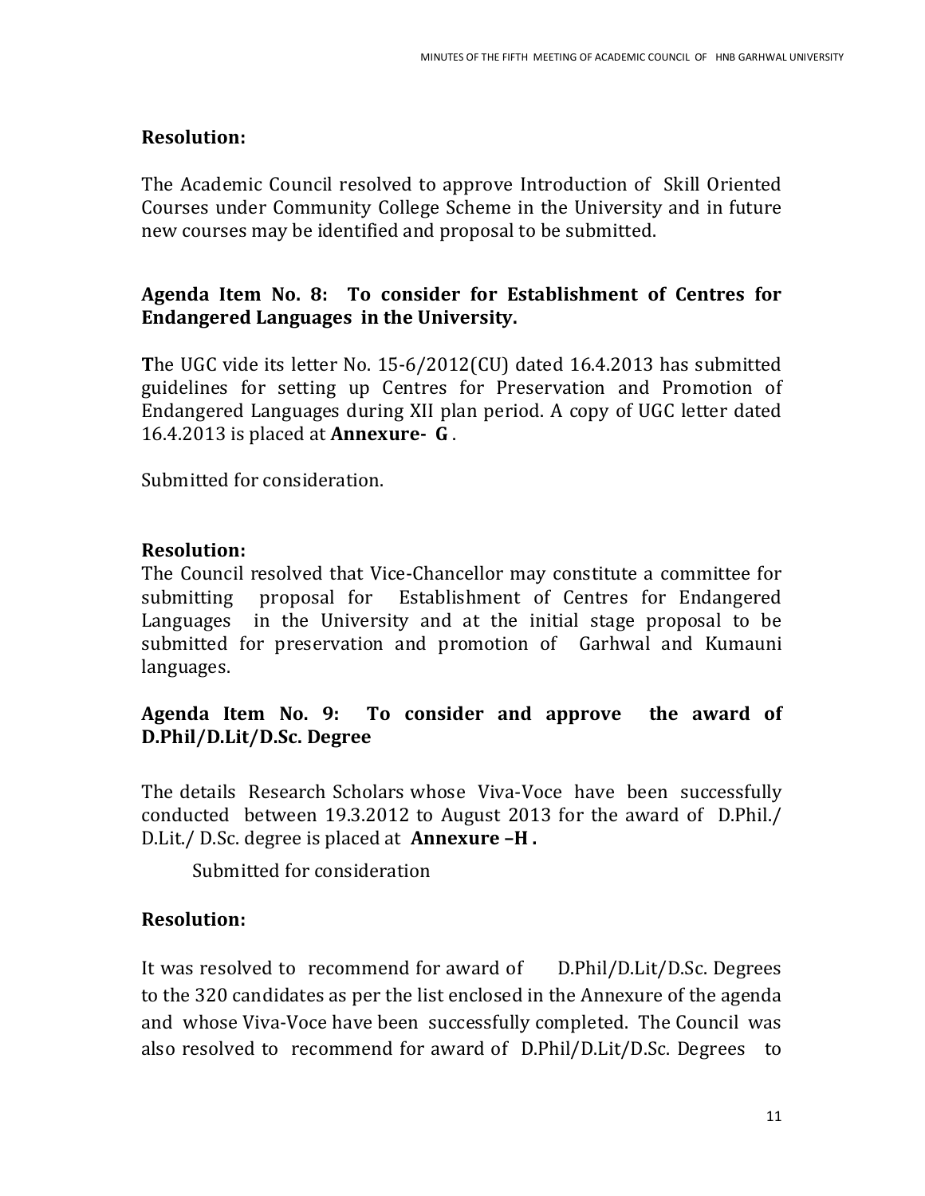**Resolution:**

The Academic Council resolved to approve Introduction of Skill Oriented Courses under Community College Scheme in the University and in future new courses may be identified and proposal to be submitted.

**Agenda Item No. 8: To consider for Establishment of Centres for Endangered Languages in the University.**

**T**he UGC vide its letter No. 15-6/2012(CU) dated 16.4.2013 has submitted guidelines for setting up Centres for Preservation and Promotion of Endangered Languages during XII plan period. A copy of UGC letter dated 16.4.2013 is placed at **Annexure- G** .

Submitted for consideration.

**Resolution:**

The Council resolved that Vice-Chancellor may constitute a committee for submitting proposal for Establishment of Centres for Endangered Languages in the University and at the initial stage proposal to be submitted for preservation and promotion of Garhwal and Kumauni languages.

**Agenda Item No. 9: To consider and approve the award of D.Phil/D.Lit/D.Sc. Degree**

The details Research Scholars whose Viva-Voce have been successfully conducted between 19.3.2012 to August 2013 for the award of D.Phil./ D.Lit./ D.Sc. degree is placed at **Annexure –H .**

Submitted for consideration

**Resolution:**

It was resolved to recommend for award of D.Phil/D.Lit/D.Sc. Degrees to the 320 candidates as per the list enclosed in the Annexure of the agenda and whose Viva-Voce have been successfully completed. The Council was also resolved to recommend for award of D.Phil/D.Lit/D.Sc. Degrees to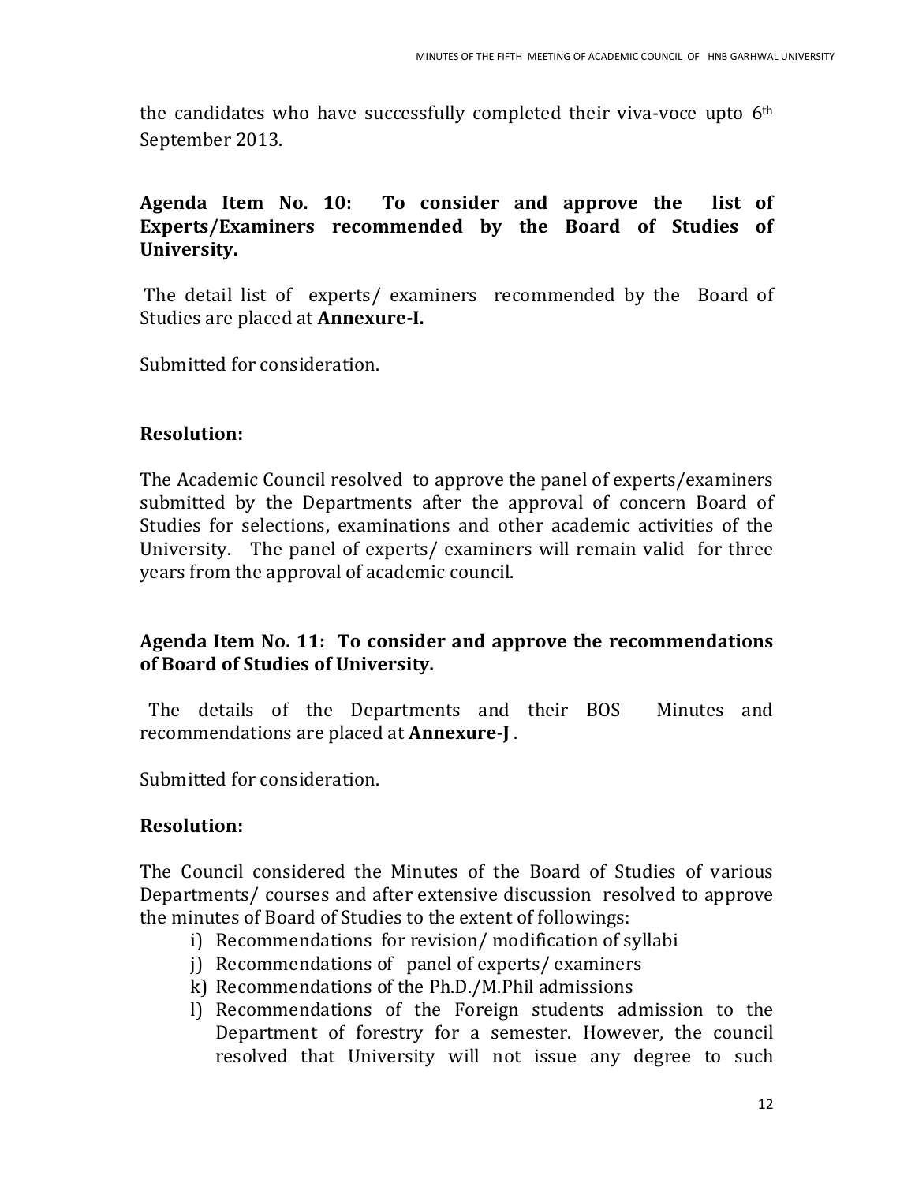the candidates who have successfully completed their viva-voce upto 6th September 2013.

**Agenda Item No. 10: To consider and approve the list of Experts/Examiners recommended by the Board of Studies of University.**

The detail list of experts/ examiners recommended by the Board of Studies are placed at **Annexure-I.**

Submitted for consideration.

**Resolution:**

The Academic Council resolved to approve the panel of experts/examiners submitted by the Departments after the approval of concern Board of Studies for selections, examinations and other academic activities of the University. The panel of experts/ examiners will remain valid for three years from the approval of academic council.

**Agenda Item No. 11: To consider and approve the recommendations of Board of Studies of University.**

The details of the Departments and their BOS Minutes and recommendations are placed at **Annexure-J**.

Submitted for consideration.

**Resolution:**

The Council considered the Minutes of the Board of Studies of various Departments/ courses and after extensive discussion resolved to approve the minutes of Board of Studies to the extent of followings:

i) Recommendations for revision/ modification of syllabi
j) Recommendations of panel of experts/ examiners
k) Recommendations of the Ph.D./M.Phil admissions
l) Recommendations of the Foreign students admission to the Department of forestry for a semester. However, the council resolved that University will not issue any degree to such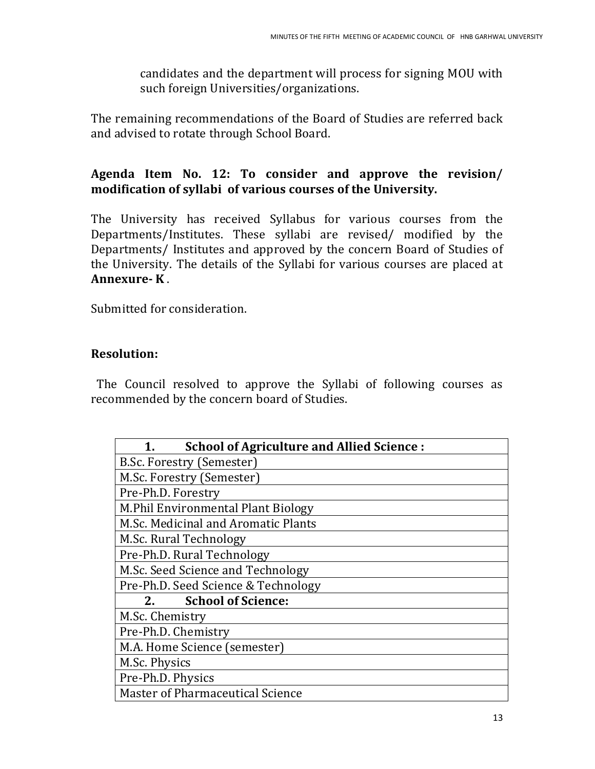candidates and the department will process for signing MOU with such foreign Universities/organizations.

The remaining recommendations of the Board of Studies are referred back and advised to rotate through School Board.

**Agenda Item No. 12: To consider and approve the revision/ modification of syllabi of various courses of the University.**

The University has received Syllabus for various courses from the Departments/Institutes. These syllabi are revised/ modified by the Departments/ Institutes and approved by the concern Board of Studies of the University. The details of the Syllabi for various courses are placed at **Annexure- K** .

Submitted for consideration.

**Resolution:**

The Council resolved to approve the Syllabi of following courses as recommended by the concern board of Studies.

| **1. School of Agriculture and Allied Science :** |
|---|
| B.Sc. Forestry (Semester) |
| M.Sc. Forestry (Semester) |
| Pre-Ph.D. Forestry |
| M.Phil Environmental Plant Biology |
| M.Sc. Medicinal and Aromatic Plants |
| M.Sc. Rural Technology |
| Pre-Ph.D. Rural Technology |
| M.Sc. Seed Science and Technology |
| Pre-Ph.D. Seed Science & Technology |
| **2. School of Science:** |
| M.Sc. Chemistry |
| Pre-Ph.D. Chemistry |
| M.A. Home Science (semester) |
| M.Sc. Physics |
| Pre-Ph.D. Physics |
| Master of Pharmaceutical Science |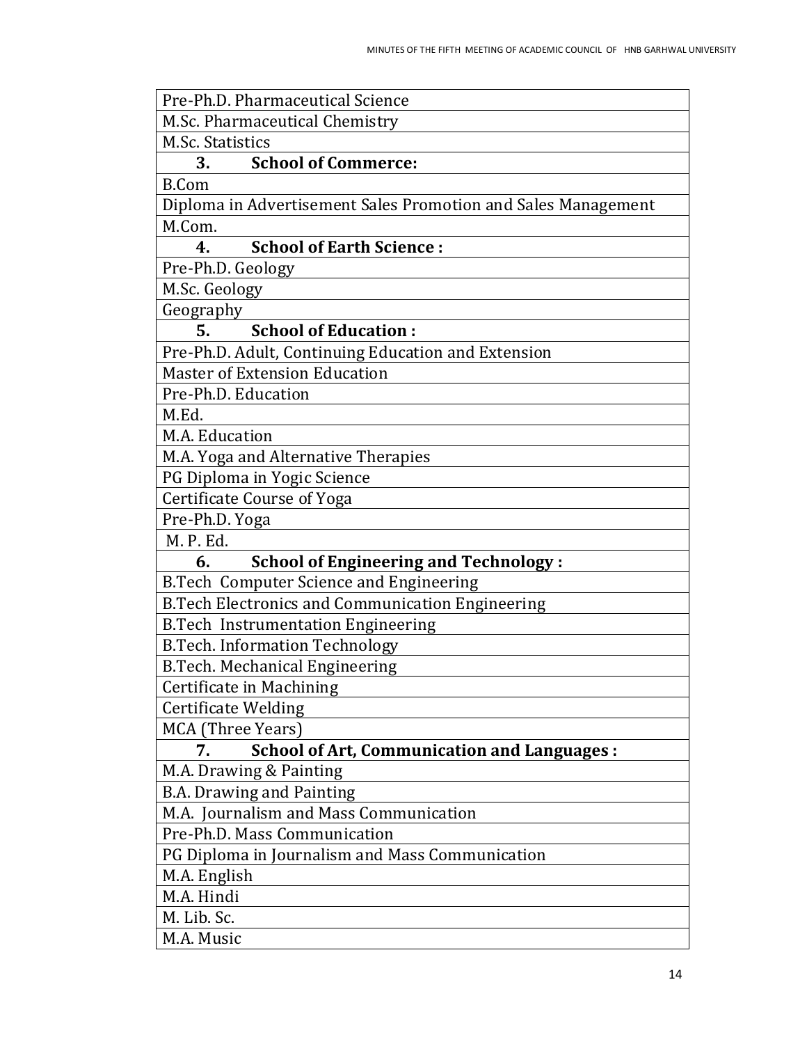| Pre-Ph.D. Pharmaceutical Science |
|---|
| M.Sc. Pharmaceutical Chemistry |
| M.Sc. Statistics |
| **3. School of Commerce:** |
| B.Com |
| Diploma in Advertisement Sales Promotion and Sales Management |
| M.Com. |
| **4. School of Earth Science :** |
| Pre-Ph.D. Geology |
| M.Sc. Geology |
| Geography |
| **5. School of Education :** |
| Pre-Ph.D. Adult, Continuing Education and Extension |
| Master of Extension Education |
| Pre-Ph.D. Education |
| M.Ed. |
| M.A. Education |
| M.A. Yoga and Alternative Therapies |
| PG Diploma in Yogic Science |
| Certificate Course of Yoga |
| Pre-Ph.D. Yoga |
| M. P. Ed. |
| **6. School of Engineering and Technology :** |
| B.Tech Computer Science and Engineering |
| B.Tech Electronics and Communication Engineering |
| B.Tech Instrumentation Engineering |
| B.Tech. Information Technology |
| B.Tech. Mechanical Engineering |
| Certificate in Machining |
| Certificate Welding |
| MCA (Three Years) |
| **7. School of Art, Communication and Languages :** |
| M.A. Drawing & Painting |
| B.A. Drawing and Painting |
| M.A. Journalism and Mass Communication |
| Pre-Ph.D. Mass Communication |
| PG Diploma in Journalism and Mass Communication |
| M.A. English |
| M.A. Hindi |
| M. Lib. Sc. |
| M.A. Music |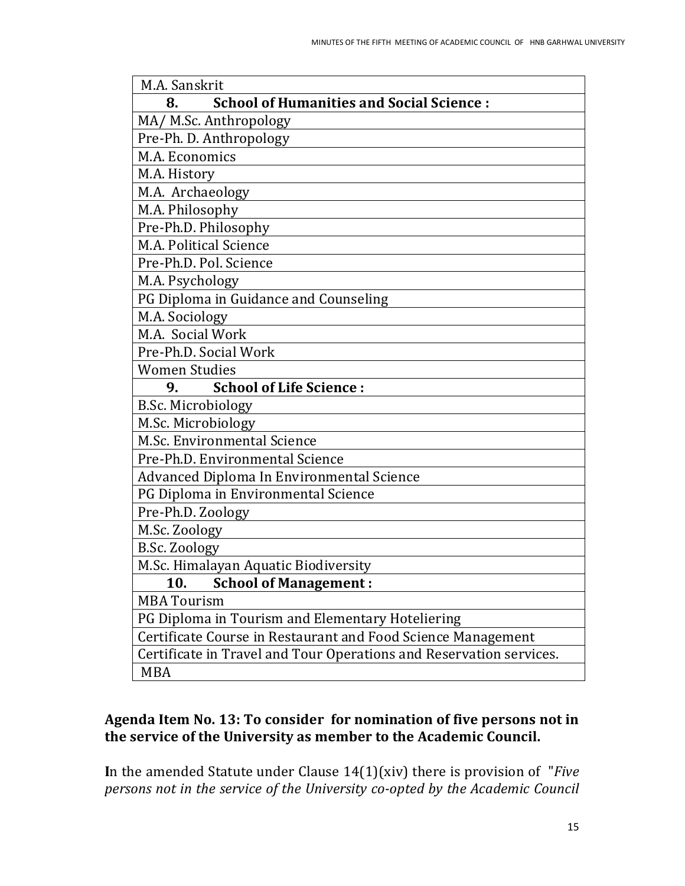| M.A. Sanskrit |
| --- |
| **8. School of Humanities and Social Science :** |
| MA/ M.Sc. Anthropology |
| Pre-Ph. D. Anthropology |
| M.A. Economics |
| M.A. History |
| M.A. Archaeology |
| M.A. Philosophy |
| Pre-Ph.D. Philosophy |
| M.A. Political Science |
| Pre-Ph.D. Pol. Science |
| M.A. Psychology |
| PG Diploma in Guidance and Counseling |
| M.A. Sociology |
| M.A. Social Work |
| Pre-Ph.D. Social Work |
| Women Studies |
| **9. School of Life Science :** |
| B.Sc. Microbiology |
| M.Sc. Microbiology |
| M.Sc. Environmental Science |
| Pre-Ph.D. Environmental Science |
| Advanced Diploma In Environmental Science |
| PG Diploma in Environmental Science |
| Pre-Ph.D. Zoology |
| M.Sc. Zoology |
| B.Sc. Zoology |
| M.Sc. Himalayan Aquatic Biodiversity |
| **10. School of Management :** |
| MBA Tourism |
| PG Diploma in Tourism and Elementary Hoteliering |
| Certificate Course in Restaurant and Food Science Management |
| Certificate in Travel and Tour Operations and Reservation services. |
| MBA |

**Agenda Item No. 13: To consider for nomination of five persons not in the service of the University as member to the Academic Council.**

**I**n the amended Statute under Clause 14(1)(xiv) there is provision of "*Five persons not in the service of the University co-opted by the Academic Council*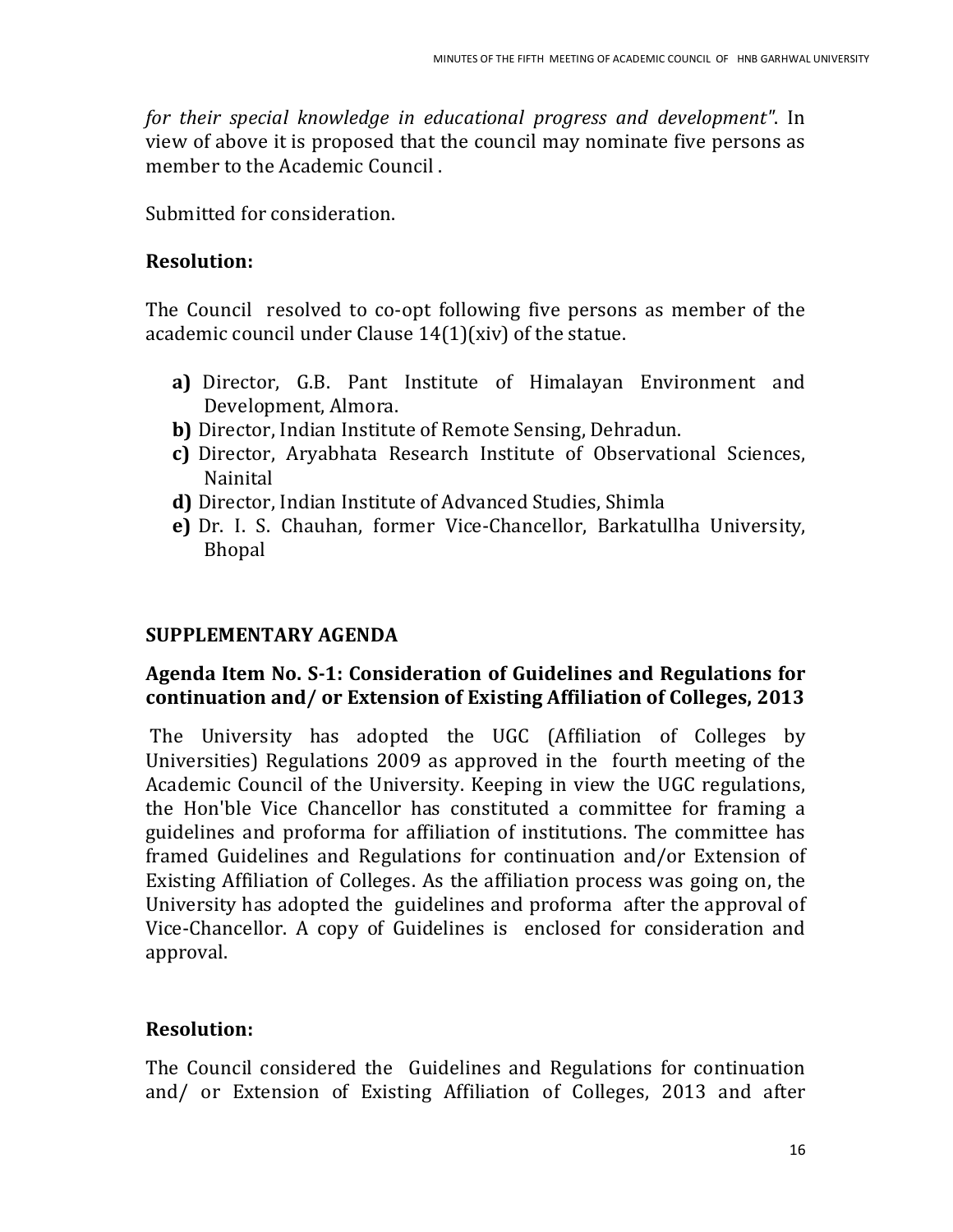*for their special knowledge in educational progress and development"*. In view of above it is proposed that the council may nominate five persons as member to the Academic Council .

Submitted for consideration.

**Resolution:**

The Council resolved to co-opt following five persons as member of the academic council under Clause 14(1)(xiv) of the statue.

- **a)** Director, G.B. Pant Institute of Himalayan Environment and Development, Almora.
- **b)** Director, Indian Institute of Remote Sensing, Dehradun.
- **c)** Director, Aryabhata Research Institute of Observational Sciences, Nainital
- **d)** Director, Indian Institute of Advanced Studies, Shimla
- **e)** Dr. I. S. Chauhan, former Vice-Chancellor, Barkatullha University, Bhopal

## SUPPLEMENTARY AGENDA

### Agenda Item No. S-1: Consideration of Guidelines and Regulations for continuation and/ or Extension of Existing Affiliation of Colleges, 2013

The University has adopted the UGC (Affiliation of Colleges by Universities) Regulations 2009 as approved in the fourth meeting of the Academic Council of the University. Keeping in view the UGC regulations, the Hon'ble Vice Chancellor has constituted a committee for framing a guidelines and proforma for affiliation of institutions. The committee has framed Guidelines and Regulations for continuation and/or Extension of Existing Affiliation of Colleges. As the affiliation process was going on, the University has adopted the guidelines and proforma after the approval of Vice-Chancellor. A copy of Guidelines is enclosed for consideration and approval.

**Resolution:**

The Council considered the Guidelines and Regulations for continuation and/ or Extension of Existing Affiliation of Colleges, 2013 and after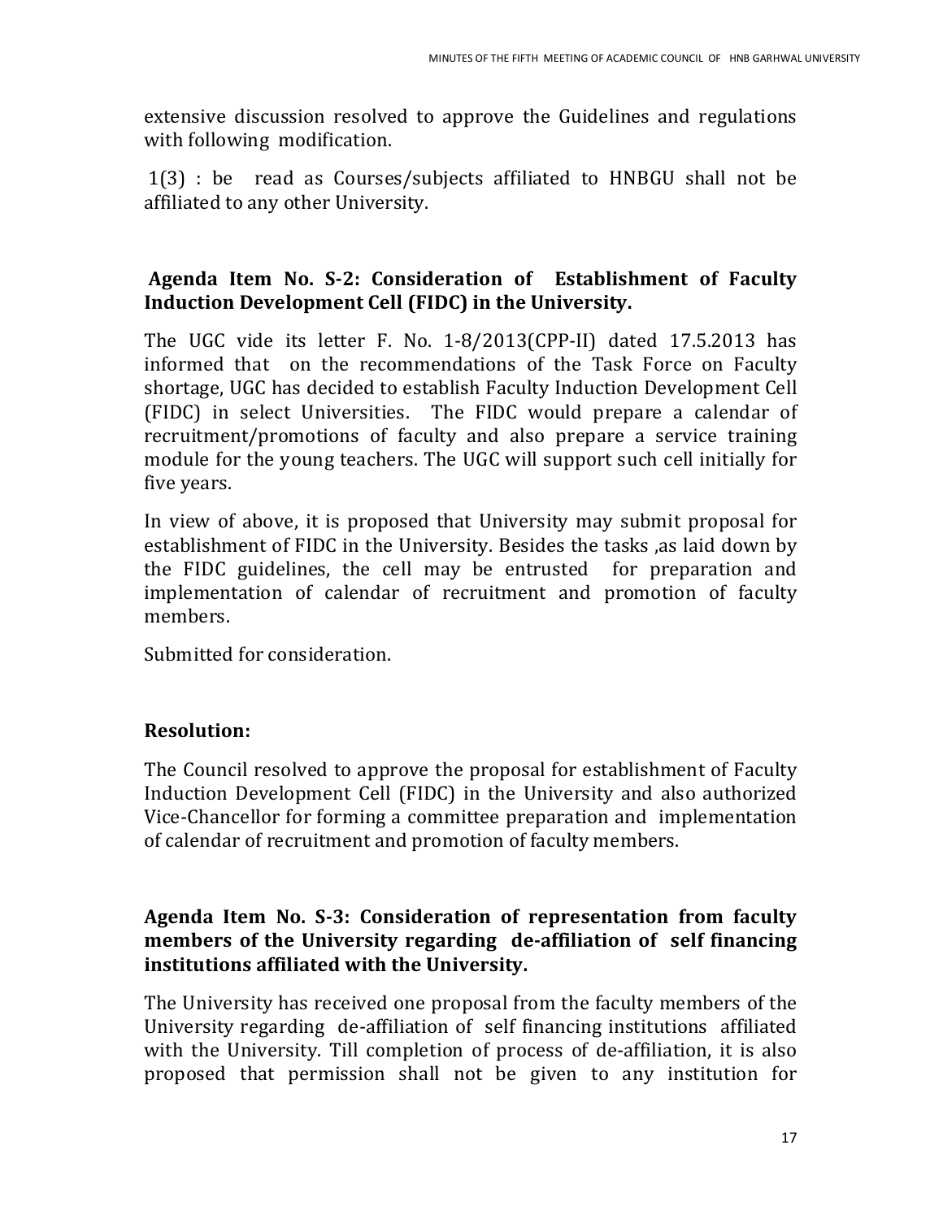extensive discussion resolved to approve the Guidelines and regulations with following modification.

1(3) : be read as Courses/subjects affiliated to HNBGU shall not be affiliated to any other University.

**Agenda Item No. S-2: Consideration of Establishment of Faculty Induction Development Cell (FIDC) in the University.**

The UGC vide its letter F. No. 1-8/2013(CPP-II) dated 17.5.2013 has informed that on the recommendations of the Task Force on Faculty shortage, UGC has decided to establish Faculty Induction Development Cell (FIDC) in select Universities. The FIDC would prepare a calendar of recruitment/promotions of faculty and also prepare a service training module for the young teachers. The UGC will support such cell initially for five years.

In view of above, it is proposed that University may submit proposal for establishment of FIDC in the University. Besides the tasks ,as laid down by the FIDC guidelines, the cell may be entrusted for preparation and implementation of calendar of recruitment and promotion of faculty members.

Submitted for consideration.

**Resolution:**

The Council resolved to approve the proposal for establishment of Faculty Induction Development Cell (FIDC) in the University and also authorized Vice-Chancellor for forming a committee preparation and implementation of calendar of recruitment and promotion of faculty members.

**Agenda Item No. S-3: Consideration of representation from faculty members of the University regarding de-affiliation of self financing institutions affiliated with the University.**

The University has received one proposal from the faculty members of the University regarding de-affiliation of self financing institutions affiliated with the University. Till completion of process of de-affiliation, it is also proposed that permission shall not be given to any institution for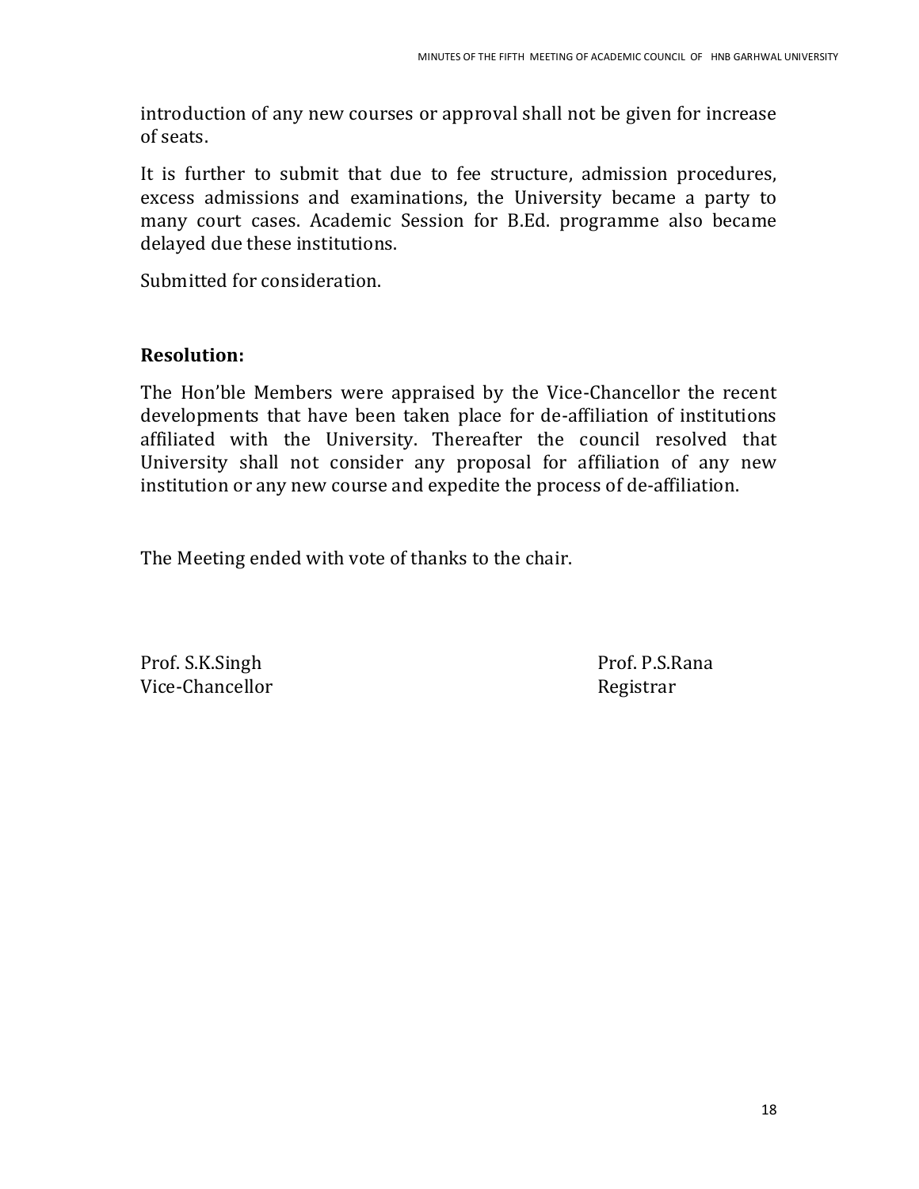introduction of any new courses or approval shall not be given for increase of seats.

It is further to submit that due to fee structure, admission procedures, excess admissions and examinations, the University became a party to many court cases. Academic Session for B.Ed. programme also became delayed due these institutions.

Submitted for consideration.

**Resolution:**

The Hon'ble Members were appraised by the Vice-Chancellor the recent developments that have been taken place for de-affiliation of institutions affiliated with the University. Thereafter the council resolved that University shall not consider any proposal for affiliation of any new institution or any new course and expedite the process of de-affiliation.

The Meeting ended with vote of thanks to the chair.

Prof. S.K.Singh
Vice-Chancellor

Prof. P.S.Rana
Registrar